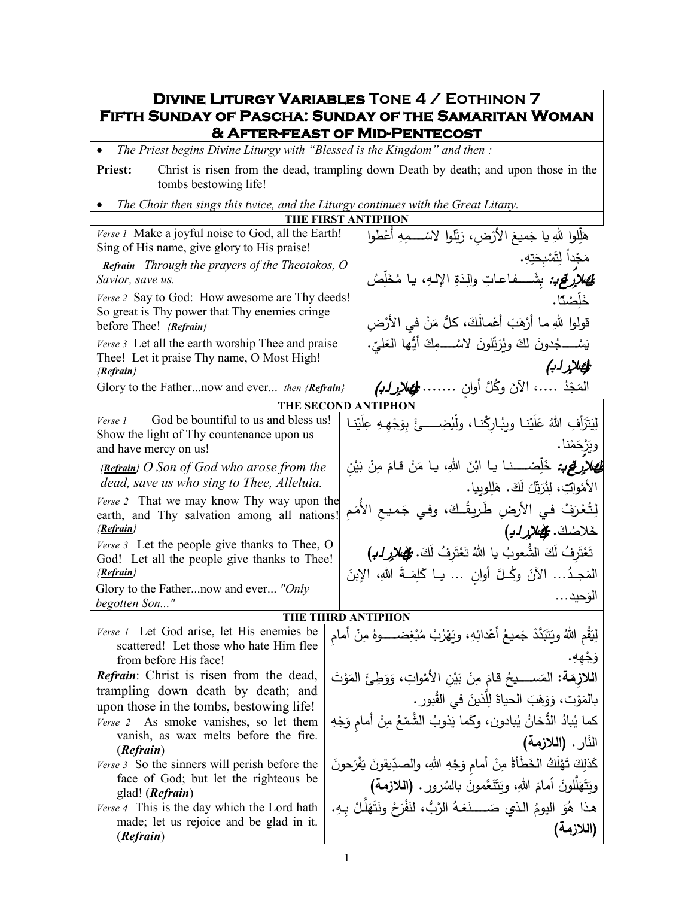# Divine Liturgy Variables Tone 4 / Eothinon 7
## Fifth Sunday of Pascha: Sunday of the Samaritan Woman & After-feast of Mid-Pentecost

- *The Priest begins Divine Liturgy with "Blessed is the Kingdom" and then :*

**Priest:** Christ is risen from the dead, trampling down Death by death; and upon those in the tombs bestowing life!

- *The Choir then sings this twice, and the Liturgy continues with the Great Litany.*

### THE FIRST ANTIPHON

| English | Arabic |
|---|---|
| *Verse 1* Make a joyful noise to God, all the Earth! Sing of His name, give glory to His praise! | هَلِّلوا للهِ يا جَميعَ الأرْضِ، رَتِّلوا لاسْـــمِهِ أَعْطوا مَجْداً لِتَسْبِحَتِهِ. |
| ***Refrain*** *Through the prayers of the Theotokos, O Savior, save us.* | ***اللازمة:*** بِشَـــفاعاتِ والِدَةِ الإِلـهِ، يا مُخَلِّصُ خَلِّصْنا. |
| *Verse 2* Say to God: How awesome are Thy deeds! So great is Thy power that Thy enemies cringe before Thee! *{Refrain}* | قولوا للهِ ما أَرْهَبَ أعْمالَكَ، كلُّ مَنْ في الأَرْضِ يَسْــــجُدونَ لكَ ويُرَتِّلونَ لاسْـــمِكَ أيُّها العَليّ. ***(اللازمة)*** |
| *Verse 3* Let all the earth worship Thee and praise Thee! Let it praise Thy name, O Most High! *{Refrain}* | |
| Glory to the Father...now and ever... *then {Refrain}* | المَجْدُ ....، الآنَ وكُلَّ أوانٍ ....... ***(اللازمة)*** |

### THE SECOND ANTIPHON

| English | Arabic |
|---|---|
| *Verse 1* God be bountiful to us and bless us! Show the light of Thy countenance upon us and have mercy on us! | لِيَتَرَأَفِ اللهُ عَلَيْنا ويبُارِكْنا، ولْيُضِـــئْ بِوَجْهِهِ عِلَيْنا ويَرْحَمْنا. |
| *{**Refrain**} O Son of God who arose from the dead, save us who sing to Thee, Alleluia.* | ***اللازمة:*** خَلِّصْـــنا يا ابْنَ اللهِ، يا مَنْ قامَ مِنْ بَيْنِ الأمْواتِ، لِنُرَتِّلَ لَكَ. هَلِلوييا. |
| *Verse 2* That we may know Thy way upon the earth, and Thy salvation among all nations! *{**Refrain**}* | لِتُعْرَفْ في الأرضِ طَريقُكَ، وفي جَميعِ الأُمَمِ خَلاصُكَ. ***(اللازمة)*** |
| *Verse 3* Let the people give thanks to Thee, O God! Let all the people give thanks to Thee! *{**Refrain**}* | تَعْتَرِفُ لَكَ الشُّعوبُ يا اللهُ تَعْتَرِفُ لَكَ. ***(اللازمة)*** |
| Glory to the Father...now and ever... *"Only begotten Son..."* | المَجـدُ... الآنَ وكُـلَّ أوانٍ ... يـا كَلِمَـةَ اللهِ، الإبنَ الوَحيد... |

### THE THIRD ANTIPHON

| English | Arabic |
|---|---|
| *Verse 1* Let God arise, let His enemies be scattered! Let those who hate Him flee from before His face! | لِيَقُمِ اللهُ ويَتَبَدَّدْ جَميعُ أعْدائِهِ، ويَهْرُبْ مُبْغِضـــوهُ مِنْ أمامِ وَجْهِهِ. |
| ***Refrain***: Christ is risen from the dead, trampling down death by death; and upon those in the tombs, bestowing life! | **اللازمَة:** المَســـيحُ قامَ مِنْ بَيْنِ الأمْواتِ، وَوَطِئَ المَوْتَ بالمَوْت، وَوَهَبَ الحياةَ لِلَّذينَ في القُبور. |
| *Verse 2* As smoke vanishes, so let them vanish, as wax melts before the fire. (***Refrain***) | كما يُبادُ الدُّخانُ يُبادون، وكَما يَذوبُ الشَّمْعُ مِنْ أمامِ وَجْهِ النَّار. **(اللازمة)** |
| *Verse 3* So the sinners will perish before the face of God; but let the righteous be glad! (***Refrain***) | كَذلِكَ تَهْلَكُ الخَطَأَةُ مِنْ أمامِ وَجْهِ اللهِ، والصدِّيقونَ يَفْرَحونَ ويَتَهَلَّلونَ أمامَ اللهِ، ويَتَنَعَّمونَ بالسُرور. **(اللازمة)** |
| *Verse 4* This is the day which the Lord hath made; let us rejoice and be glad in it. (***Refrain***) | هـذا هُوَ اليومُ الـذي صَـــنَعَـهُ الرَّبُّ، لنَفْرَحْ ونَتَهَلَّلْ بِهِ. **(اللازمة)** |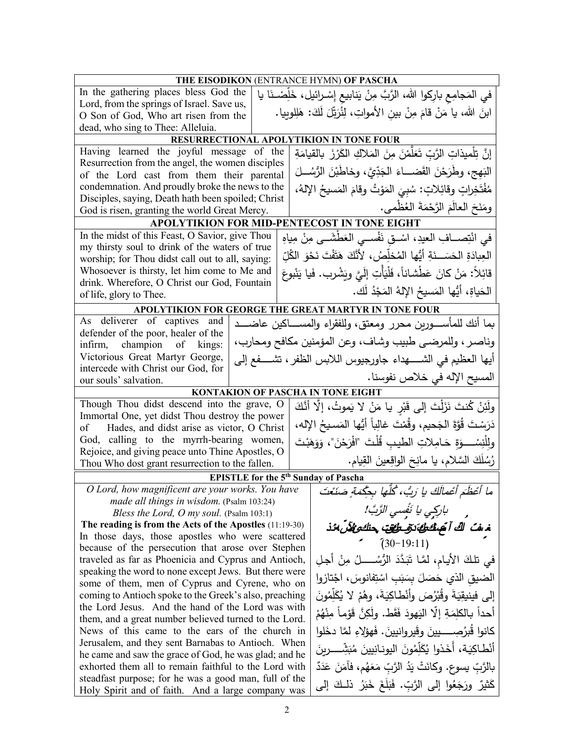| THE EISODIKON (ENTRANCE HYMN) OF PASCHA | |
|---|---|
| In the gathering places bless God the Lord, from the springs of Israel. Save us, O Son of God, Who art risen from the dead, who sing to Thee: Alleluia. | في المَجامِعِ بارِكوا اللهَ، الرَّبَّ مِنْ يَنابيعِ إسْرائيل، خَلِّصْنَا يا ابنَ اللهِ، يا مَنْ قامَ مِنْ بينِ الأمواتِ، لِنُرَتِّلَ لَكَ: هَلِلويا. |
| **RESURRECTIONAL APOLYTIKION IN TONE FOUR** | |
| Having learned the joyful message of the Resurrection from the angel, the women disciples of the Lord cast from them their parental condemnation. And proudly broke the news to the Disciples, saying, Death hath been spoiled; Christ God is risen, granting the world Great Mercy. | إنَّ تِلْميذاتِ الرَّبِّ تَعَلَّمْنَ مِنَ المَلاكِ الكَرْزَ بالقيامَةِ البَهِج، وطَرَحْنَ القَضاءَ الجَدِّيَّ، وخاطَبْنَ الرُّسُلَ مُفْتَخِراتٍ وقائِلاتٍ: سُبِيَ المَوْتُ وقامَ المَسيحُ الإلهُ، ومَنَحَ العالَمَ الرَّحْمَةَ العُظْمى. |
| **APOLYTIKION FOR MID-PENTECOST IN TONE EIGHT** | |
| In the midst of this Feast, O Savior, give Thou my thirsty soul to drink of the waters of true worship; for Thou didst call out to all, saying: Whosoever is thirsty, let him come to Me and drink. Wherefore, O Christ our God, Fountain of life, glory to Thee. | في انْتِصافِ العيدِ، اسْقِ نَفْسي العَطْشى مِنْ مِياهِ العِبادَةِ الحَسَنَةِ أيُّها المُخَلِّصُ، لأنَّكَ هَتَفْتَ نَحْوَ الكُلِّ قائِلاً: مَنْ كانَ عَطْشاناً، فَلْيَأْتِ إلَيَّ ويَشْرب. فَيا يَنْبوعَ الحَياةِ، أيُّها المَسيحُ الإلهُ المَجْدُ لَك. |
| **APOLYTIKION FOR GEORGE THE GREAT MARTYR IN TONE FOUR** | |
| As deliverer of captives and defender of the poor, healer of the infirm, champion of kings: Victorious Great Martyr George, intercede with Christ our God, for our souls' salvation. | بما أنك للمأسورين محرر ومعتق، وللفقراء والمساكين عاضد وناصر، وللمرضى طبيب وشاف، وعن المؤمنين مكافح ومحارب، أيها العظيم في الشهداء جاورجيوس اللابس الظفر، تشفع إلى المسيح الإله في خلاص نفوسنا. |
| **KONTAKION OF PASCHA IN TONE EIGHT** | |
| Though Thou didst descend into the grave, O Immortal One, yet didst Thou destroy the power of Hades, and didst arise as victor, O Christ God, calling to the myrrh-bearing women, Rejoice, and giving peace unto Thine Apostles, O Thou Who dost grant resurrection to the fallen. | ولَئِنْ كُنتَ نَزَلْتَ إلى قَبْرٍ يا مَنْ لا يَموتُ، إلَّا أنَّكَ دَرَسْتَ قُوَّةَ الجَحيم، وقُمْتَ غالِباً أيُّها المَسيحُ الإله، ولِلْنِسْوَةِ حَامِلاتِ الطيبِ قُلْتَ "افْرَحْنَ"، وَوَهَبْتَ رُسُلَكَ السَّلام، يا مانِحَ الواقِعينَ القِيام. |
| **EPISTLE for the 5th Sunday of Pascha** | |
| *O Lord, how magnificent are your works. You have made all things in wisdom.* (Psalm 103:24)<br>*Bless the Lord, O my soul.* (Psalm 103:1)<br>**The reading is from the Acts of the Apostles** (11:19-30)<br>In those days, those apostles who were scattered because of the persecution that arose over Stephen traveled as far as Phoenicia and Cyprus and Antioch, speaking the word to none except Jews. But there were some of them, men of Cyprus and Cyrene, who on coming to Antioch spoke to the Greek's also, preaching the Lord Jesus. And the hand of the Lord was with them, and a great number believed turned to the Lord. News of this came to the ears of the church in Jerusalem, and they sent Barnabas to Antioch. When he came and saw the grace of God, he was glad; and he exhorted them all to remain faithful to the Lord with steadfast purpose; for he was a good man, full of the Holy Spirit and of faith. And a large company was | *ما أعْظَمَ أعْمالَكَ يا رَبُّ، كُلَّها بِحِكْمَةٍ صَنَعْتَ*<br>*بارِكِي يا نَفْسِي الرَّبَّ!*<br>**فصل من أعمال الرسل القديسين الأطهار**<br>(11: 19-30)<br>في تلكَ الأيامِ، لمَّا تَبَدَّدَ الرُّسُلُ مِنْ أجلِ الضيقِ الذي حَصَلَ بِسَبَبِ اسْتِفانوسَ، اجْتازوا إلى فينيقِيَةَ وقُبْرُصَ وأنْطاكِيَةَ، وهُمْ لا يُكَلِّمُونَ أحداً بالكلِمَةِ إلّا اليَهودَ فَقَط. ولَكِنَّ قَوْماً مِنْهُمْ كانوا قُبرُصِيينَ وقَيروانيينَ. فَهؤلاءِ لمَّا دخَلوا أنْطاكِيَةَ، أَخَذوا يُكَلِّمُونَ اليونانِيينَ مُبَشِّرينَ بالرَّبِّ يسوع. وكانَتْ يَدُ الرَّبِّ مَعَهُم، فآمَنَ عَدَدٌ كَثيرٌ ورَجَعُوا إلى الرَّبِّ. فَبَلَغَ خَبَرُ ذلكَ إلى |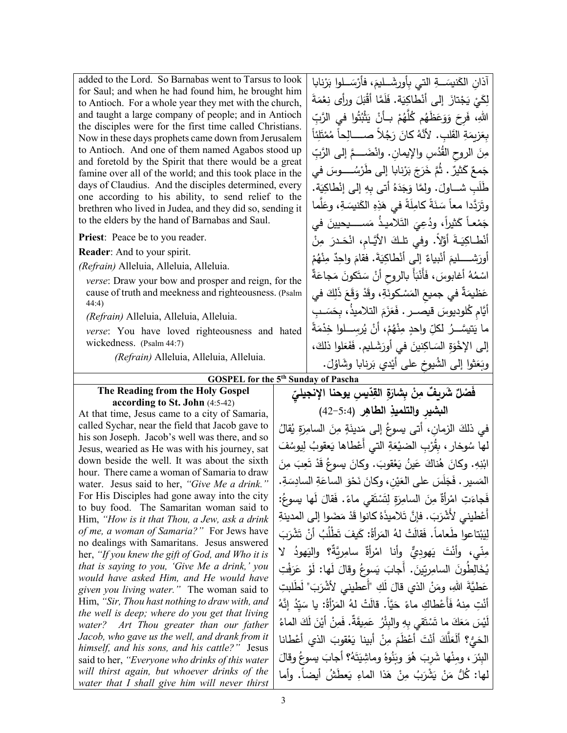added to the Lord. So Barnabas went to Tarsus to look for Saul; and when he had found him, he brought him to Antioch. For a whole year they met with the church, and taught a large company of people; and in Antioch the disciples were for the first time called Christians. Now in these days prophets came down from Jerusalem to Antioch. And one of them named Agabos stood up and foretold by the Spirit that there would be a great famine over all of the world; and this took place in the days of Claudius. And the disciples determined, every one according to his ability, to send relief to the brethren who lived in Judea, and they did so, sending it to the elders by the hand of Barnabas and Saul.

**Priest**: Peace be to you reader.

**Reader**: And to your spirit.

*(Refrain)* Alleluia, Alleluia, Alleluia.

*verse*: Draw your bow and prosper and reign, for the cause of truth and meekness and righteousness. (Psalm 44:4)

*(Refrain)* Alleluia, Alleluia, Alleluia.

*verse*: You have loved righteousness and hated wickedness. (Psalm 44:7)

*(Refrain)* Alleluia, Alleluia, Alleluia.

آذانِ الكَنيسَــةِ التي بِأورشَــليمَ، فأرْسَــلوا بَرْنابا لِكَيْ يَجْتازَ إلى أنْطاكِيَة. فَلَمَّا أقْبَلَ ورأى نِعْمَةَ اللهِ، فَرِحَ وَوَعَظَهُم كُلَّهُمْ بــأنْ يَثْبُتوا في الرَّبِّ بِعَزيمَةِ القَلْبِ. لأنَّهُ كانَ رَجُلاً صـــالِحاً مُمْتَلِئاً مِنَ الروحِ القُدُسِ والإيمانِ. وانْضَـــمَّ إلى الرَّبِّ جَمعٌ كَثيرٌ. ثُمَّ خَرَجَ بَرْنابا إلى طَرْسُـــوسَ في طَلَبِ شــاولَ. ولمَّا وَجَدَهُ أتى بِهِ إلى إنْطاكِيَة. وتَرَدَّدا معاً سَنَةً كامِلَةً في هَذِهِ الكَنيسَـةِ، وعَلَّما جَمْعاً كَثيراً، ودُعِيَ التَلاميذُ مَســـيحيينَ في أنْطـاكِيَـةَ أوَّلاً. وفي تلـكَ الأيَّـامِ، انْحَـدرَ مِنْ أورَشـــليمَ أنْبياءٌ إلى أنْطاكِيَةَ. فقامَ واحِدٌ مِنْهُمْ اسْمُهُ أغابوسَ، فَأنْبَأَ بالروحِ أنْ سَتَكونَ مَجاعَةٌ عَظيمَةٌ في جميعِ المَسْكونَةِ، وقَدْ وَقَعَ ذَلِكَ في أيَّامِ كْلوديوسَ قيصــر. فَعَزَمَ التلاميذُ، بِحَسَـبِ ما يَتيسَّــرُ لكلِّ واحِدٍ مِنْهُمْ، أنْ يُرسِـــلوا خِدْمَةً إلى الإخْوَةِ السَاكِنينَ في أورَشَليم. فَفَعَلوا ذلكَ، وبَعَثوا إلى الشُيوخِ على أيْدي بَرنابا وشَاوُلَ.

## GOSPEL for the 5th Sunday of Pascha

### The Reading from the Holy Gospel according to St. John (4:5-42)

At that time, Jesus came to a city of Samaria, called Sychar, near the field that Jacob gave to his son Joseph. Jacob's well was there, and so Jesus, wearied as He was with his journey, sat down beside the well. It was about the sixth hour. There came a woman of Samaria to draw water. Jesus said to her, *"Give Me a drink."* For His Disciples had gone away into the city to buy food. The Samaritan woman said to Him, *"How is it that Thou, a Jew, ask a drink of me, a woman of Samaria?"* For Jews have no dealings with Samaritans. Jesus answered her, *"If you knew the gift of God, and Who it is that is saying to you, 'Give Me a drink,' you would have asked Him, and He would have given you living water."* The woman said to Him, *"Sir, Thou hast nothing to draw with, and the well is deep; where do you get that living water? Art Thou greater than our father Jacob, who gave us the well, and drank from it himself, and his sons, and his cattle?"* Jesus said to her, *"Everyone who drinks of this water will thirst again, but whoever drinks of the water that I shall give him will never thirst*

### فَصْلٌ شَريفٌ مِنْ بِشارَةِ القدّيسِ يوحنا الإنجيليّ البشيرِ والتلميذِ الطاهِرِ (4:5-42)

في ذلكَ الزمانِ، أتى يسوعُ إلى مَدينَةٍ مِنَ السامِرَةِ يُقالُ لها سُوخار، بِقُرْبِ الضيْعَةِ التي أعْطاها يَعقوبُ لِيوسُفَ ابْنِهِ. وكانَ هُناكَ عَينُ يَعْقوبَ. وكانَ يسوعُ قَدْ تَعِبَ مِنَ المَسير. فَجَلَسَ على العَيْنِ، وكانَ نَحْوَ الساعَةِ السادِسَةِ. فَجاءَتِ امْرأةٌ مِنَ السامِرَةِ لِتَسْتَقي ماءً. فَقالَ لَها يسوعُ: أعْطيني لأَشْرَبَ. فإنَّ تَلاميذَهُ كانوا قَدْ مَضَوا إلى المدينةِ لِيَبْتاعوا طَعاماً. فَقالَتْ لهُ المَرأةُ: كَيفَ تَطْلُبُ أنْ تَشْرَبَ مِنّي، وأنْتَ يَهودِيٌّ وأنا امْرأةٌ سامِرِيَّةٌ؟ واليَهودُ لا يُخَالِطُونَ السامِريّينَ. أجابَ يَسوعُ وقالَ لَها: لَوْ عَرَفْتِ عَطيَّةَ اللهِ، ومَنْ الذي قالَ لَكِ "أَعطيني لأشْرَبَ" لَطَلَبتِ أنْتِ مِنهُ فَأَعْطاكِ ماءً حَيَّاً. قالَتْ لهُ المَرْأةُ: يا سَيِّدُ إنَّهُ لَيْسَ مَعَكَ ما تَسْتَقي بِهِ والبِئْرُ عَميقَةٌ. فَمِنْ أيْنَ لَكَ الماءُ الحَيُّ؟ ألَعَلَّكَ أنْتَ أعْظَمَ مِنْ أبينا يَعْقوبَ الذي أعْطانا البِئرَ، ومِنْها شَرِبَ هُوَ وبَنُوهُ وماشِيَتَهُ؟ أجابَ يسوعُ وقالَ لها: كُلُّ مَنْ يَشْرَبُ مِنْ هَذا الماءِ يَعطَشُ أيضاً. وأما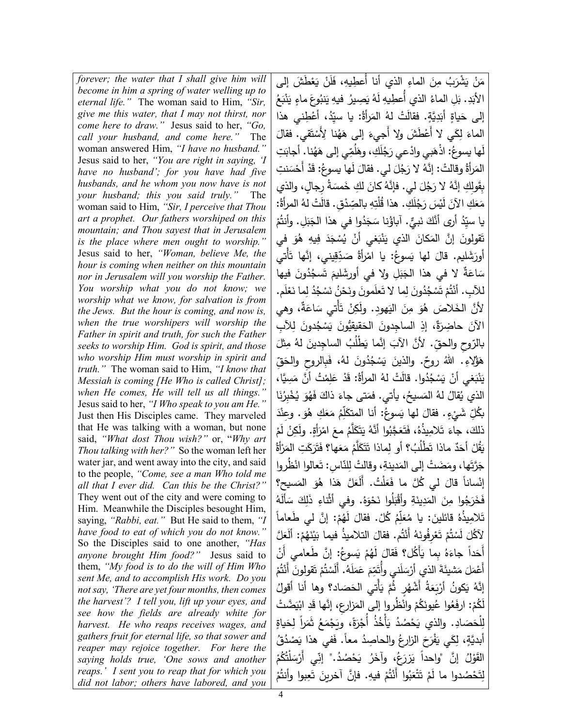*forever; the water that I shall give him will become in him a spring of water welling up to eternal life."* The woman said to Him, *"Sir, give me this water, that I may not thirst, nor come here to draw."* Jesus said to her, *"Go, call your husband, and come here."* The woman answered Him, *"I have no husband."* Jesus said to her, *"You are right in saying, 'I have no husband'; for you have had five husbands, and he whom you now have is not your husband; this you said truly."* The woman said to Him, *"Sir, I perceive that Thou art a prophet. Our fathers worshiped on this mountain; and Thou sayest that in Jerusalem is the place where men ought to worship."* Jesus said to her, *"Woman, believe Me, the hour is coming when neither on this mountain nor in Jerusalem will you worship the Father. You worship what you do not know; we worship what we know, for salvation is from the Jews. But the hour is coming, and now is, when the true worshipers will worship the Father in spirit and truth, for such the Father seeks to worship Him. God is spirit, and those who worship Him must worship in spirit and truth."* The woman said to Him, *"I know that Messiah is coming [He Who is called Christ]; when He comes, He will tell us all things."* Jesus said to her, *"I Who speak to you am He."* Just then His Disciples came. They marveled that He was talking with a woman, but none said, *"What dost Thou wish?"* or, "*Why art Thou talking with her?"* So the woman left her water jar, and went away into the city, and said to the people, *"Come, see a man Who told me all that I ever did. Can this be the Christ?"* They went out of the city and were coming to Him. Meanwhile the Disciples besought Him, saying, *"Rabbi, eat."* But He said to them, *"I have food to eat of which you do not know."* So the Disciples said to one another, *"Has anyone brought Him food?"* Jesus said to them, *"My food is to do the will of Him Who sent Me, and to accomplish His work. Do you not say, 'There are yet four months, then comes the harvest'? I tell you, lift up your eyes, and see how the fields are already white for harvest. He who reaps receives wages, and gathers fruit for eternal life, so that sower and reaper may rejoice together. For here the saying holds true, 'One sows and another reaps.' I sent you to reap that for which you did not labor; others have labored, and you*

مَنْ يَشْرَبُ مِنَ الماءِ الذي أنا أُعطِيهِ، فَلَنْ يَعْطَشَ إلى الأبَدِ. بَلِ الماءُ الذي أُعطِيهِ لَهُ يَصِيرُ فيهِ يَنبُوعَ ماءٍ يَنْبَعُ إلى حَياةٍ أبَدِيَّةٍ. فقالَتْ لهُ المَرأةُ: يا سيِّدُ، أَعْطِني هذا الماءَ لِكَي لا أَعْطَشَ ولا أَجِيءَ إلى هَهُنا لِأَسْتَقي. فقالَ لَها يسوعُ: اذْهَبي وادْعي رَجُلَكِ، وهَلُمِّي إلى هَهُنا. أجابَتِ المَرأةُ وقالتْ: إنَّهُ لا رَجُلَ لي. فقالَ لَها يسوعُ: قَدْ أَحْسَنتِ بِقَولِكِ إنَّهُ لا رَجُلَ لي. فإنَّهُ كانَ لكِ خَمسَةُ رِجالٍ، والذي مَعَكِ الآنَ لَيْسَ رَجُلَكِ. هذا قُلْتِهِ بالصِّدْقِ. قالَتْ لهُ المرأةُ: يا سيِّدُ أرى أنَّكَ نَبيٌّ. آباؤُنا سَجَدُوا في هذا الجَبَلِ. وأنتُمْ تَقولونَ إنَّ المَكانَ الذي يَنْبَغي أنْ يُسْجَدَ فِيهِ هُوَ في أورَشَليم. قالَ لها يَسوعُ: يا امْرَأةُ صَدِّقِيني، إنَّها تَأْتي سَاعَةٌ لا في هذا الجَبَلِ ولا في أورشَليمَ تَسجُدُونَ فيها للآبِ. أنْتُمْ تَسْجُدُونَ لِما لا تَعلَمونَ ونَحْنُ نَسْجُدُ لِما نَعْلَم. لأنَّ الخَلاصَ هُوَ مِنَ اليَهودِ. ولَكِنْ تَأْتي سَاعَةٌ، وهي الآنَ حاضِرَةٌ، إذِ الساجِدونَ الحَقيقيُّونَ يَسْجُدونَ لِلآبِ بالرّوحِ والحقّ. لأنَّ الآبَ إنَّما يَطْلُبُ الساجِدِينَ لهُ مِثْلَ هَؤُلاءِ. اللهُ روحٌ. والذينَ يَسْجُدُونَ لهُ، فَبِالروحِ والحَقِّ يَنْبَغي أنْ يَسْجُدُوا. قالَتْ لهُ المرأةُ: قَدْ عَلِمْتُ أنَّ مَسِيًّا، الذي يُقالُ لهُ المَسيحُ، يأتي. فمَتى جاءَ ذاكَ فَهُوَ يُخْبِرُنَا بِكُلِّ شَيْءٍ. فقالَ لها يَسوعُ: أنا المتكَلِّمُ مَعَكِ هُوَ. وعِنْدَ ذلكَ، جاءَ تَلاميذُهُ، فَتَعَجَّبُوا أنَّهُ يَتَكَلَّمُ معَ امْرَأةٍ. ولَكِنْ لَمْ يَقُلْ أحَدٌ ماذا تَطْلُبُ؟ أو لِماذا تَتَكَلَّمُ مَعَها؟ فَتَرَكَتِ المَرْأةُ جَرَّتَها، ومَضَتْ إلى المَدينةِ، وقالتْ لِلنّاسِ: تَعالوا انْظُروا إنْساناً قالَ لي كُلَّ ما فَعَلْتُ. أَلَعَلَّ هَذا هُوَ المَسيح؟ فَخَرَجُوا مِنَ المَدِينَةِ وأَقْبَلُوا نَحْوَهُ. وفي أَثْناءِ ذَلِكَ سَأَلَهُ تَلامِيذُهُ قائلينَ: يا مُعَلِّمُ كُلْ. فقالَ لَهُمْ: إنَّ لي طَعاماً لآكُلَ لَسْتُمْ تَعْرِفُونَهُ أَنْتُم. فقالَ التلاميذُ فيما بَيْنَهُمْ: أَلَعَلَّ أَحَداً جاءَهُ بِما يَأْكُل؟ فَقالَ لَهُمْ يَسوعُ: إنَّ طَعامي أَنْ أَعْمَلَ مَشيئَةَ الذي أرْسَلَني وأُتَمِّمَ عَمَلَهُ. أَلَسْتُمْ تَقولونَ أَنْتُمْ إنَّهُ يَكونُ أرْبَعَةُ أَشْهُرٍ ثُمَّ يَأْتي الحَصَاد؟ وها أنا أقولُ لَكُمْ: ارفَعُوا عُيونَكُمْ وانْظُروا إلى المَزارعِ، إنَّها قَدِ ابْيَضَّتْ لِلْحَصَادِ. والذي يَحْصُدُ يَأْخُذُ أُجْرَةً، ويَجْمَعُ ثَمَراً لِحَياةٍ أبديَّةٍ، لِكَي يَفْرَحَ الزارعُ والحاصِدُ معاً. فَفي هذا يَصْدُقُ القَوْلُ إنَّ "واحداً يَزرَعُ، وآخَرُ يَحْصُدُ." إنّي أَرْسَلْتُكُمْ لِتَحْصُدوا ما لَمْ تَتْعَبُوا أَنْتُمْ فيهِ. فإنَّ آخرينَ تَعِبوا وأنتُمْ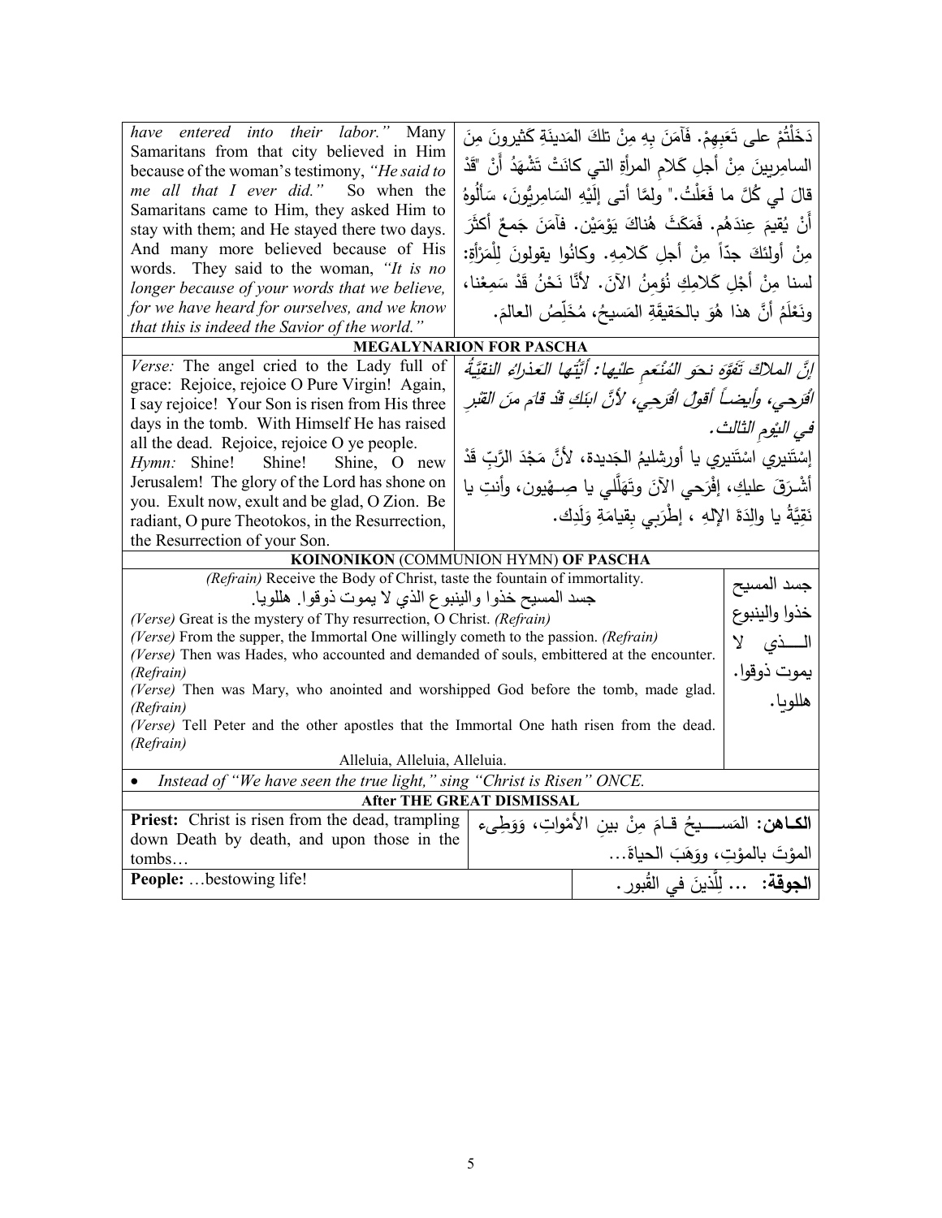| | |
|---|---|
| *have entered into their labor."* Many Samaritans from that city believed in Him because of the woman's testimony, *"He said to me all that I ever did."* So when the Samaritans came to Him, they asked Him to stay with them; and He stayed there two days. And many more believed because of His words. They said to the woman, *"It is no longer because of your words that we believe, for we have heard for ourselves, and we know that this is indeed the Savior of the world."* | دَخَلْتُمْ على تَعَبِهِمْ. فَآمَنَ بِهِ مِنْ تلكَ المَدينَةِ كَثيرونَ مِنَ السامِريينَ مِنْ أجلِ كَلامِ المرأةِ التي كانَتْ تَشْهَدُ أَنْ "قَدْ قالَ لي كُلَّ ما فَعَلْتُ." ولمَّا أتى إلَيْهِ السَامِريُّونَ، سَأَلُوهُ أَنْ يُقيمَ عِندَهُم. فَمَكَثَ هُناكَ يَوْمَيْن. فآمَنَ جَمعٌ أكثَرَ مِنْ أولئكَ جدّاً مِنْ أجلِ كَلامِهِ. وكانُوا يقولونَ لِلْمَرْأةِ: لسنا مِنْ أجْلِ كَلامِكِ نُؤمِنُ الآنَ. لأنَّا نَحْنُ قَدْ سَمِعْنا، ونَعْلَمُ أنَّ هذا هُوَ بالحَقيقَةِ المَسيحُ، مُخَلِّصُ العالَمِ. |
| **MEGALYNARION FOR PASCHA** | |
| *Verse:* The angel cried to the Lady full of grace: Rejoice, rejoice O Pure Virgin! Again, I say rejoice! Your Son is risen from His three days in the tomb. With Himself He has raised all the dead. Rejoice, rejoice O ye people.<br>*Hymn:* Shine! Shine! Shine, O new Jerusalem! The glory of the Lord has shone on you. Exult now, exult and be glad, O Zion. Be radiant, O pure Theotokos, in the Resurrection, the Resurrection of your Son. | *إنَّ الملاكَ تَفَوَّهَ نحوَ المُنْعَمِ عليْها: أيَّتُها العَذراءُ النقيَّةُ افْرَحي، وأيضاً أقولُ افْرَحِي، لأنَّ ابنَكِ قَدْ قامَ مِنَ القَبْرِ في اليَوْمِ الثّالِث.*<br>إسْتَنيري اسْتَنيري يا أورشليمُ الجَديدة، لأنَّ مَجْدَ الرَّبِّ قَدْ أشْرَقَ عليكِ، إفْرَحي الآنَ وتَهَلَّلي يا صِهْيَون، وأنتِ يا نَقِيَّةُ يا والِدَةَ الإلهِ ، إطْرَبي بِقيامَةِ وَلَدِك. |
| **KOINONIKON** (COMMUNION HYMN) **OF PASCHA** | |
| *(Refrain)* Receive the Body of Christ, taste the fountain of immortality.<br>جسد المسيح خذوا والينبوع الذي لا يموت ذوقوا. هلّلويا.<br>*(Verse)* Great is the mystery of Thy resurrection, O Christ. *(Refrain)*<br>*(Verse)* From the supper, the Immortal One willingly cometh to the passion. *(Refrain)*<br>*(Verse)* Then was Hades, who accounted and demanded of souls, embittered at the encounter. *(Refrain)*<br>*(Verse)* Then was Mary, who anointed and worshipped God before the tomb, made glad. *(Refrain)*<br>*(Verse)* Tell Peter and the other apostles that the Immortal One hath risen from the dead. *(Refrain)*<br>Alleluia, Alleluia, Alleluia. | جسد المسيح خذوا والينبوع الذي لا يموت ذوقوا. هللويا. |
| • *Instead of "We have seen the true light," sing "Christ is Risen" ONCE.* | |
| **After THE GREAT DISMISSAL** | |
| **Priest:** Christ is risen from the dead, trampling down Death by death, and upon those in the tombs… | **الكاهن:** المَسيحُ قامَ مِنْ بينِ الأمْواتِ، ووَطِىءَ الموْتَ بالموْتِ، ووَهَبَ الحياةَ… |
| **People:** …bestowing life! | **الجوقة:** … لِلَّذينَ في القُبور. |